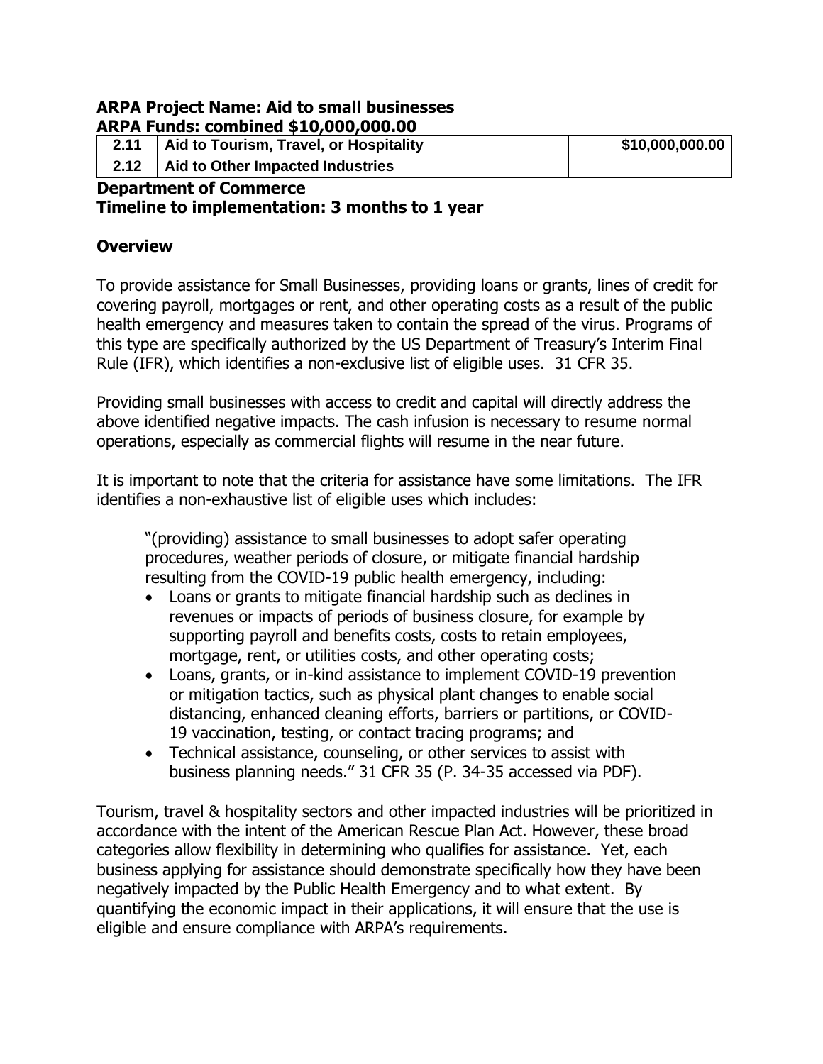**ARPA Project Name: Aid to small businesses**
**ARPA Funds: combined $10,000,000.00**

| 2.11 | Aid to Tourism, Travel, or Hospitality | $10,000,000.00 |
|---|---|---|
| 2.12 | Aid to Other Impacted Industries | |

**Department of Commerce**
**Timeline to implementation: 3 months to 1 year**

## Overview

To provide assistance for Small Businesses, providing loans or grants, lines of credit for covering payroll, mortgages or rent, and other operating costs as a result of the public health emergency and measures taken to contain the spread of the virus. Programs of this type are specifically authorized by the US Department of Treasury's Interim Final Rule (IFR), which identifies a non-exclusive list of eligible uses. 31 CFR 35.

Providing small businesses with access to credit and capital will directly address the above identified negative impacts. The cash infusion is necessary to resume normal operations, especially as commercial flights will resume in the near future.

It is important to note that the criteria for assistance have some limitations. The IFR identifies a non-exhaustive list of eligible uses which includes:

> "(providing) assistance to small businesses to adopt safer operating procedures, weather periods of closure, or mitigate financial hardship resulting from the COVID-19 public health emergency, including:
> - Loans or grants to mitigate financial hardship such as declines in revenues or impacts of periods of business closure, for example by supporting payroll and benefits costs, costs to retain employees, mortgage, rent, or utilities costs, and other operating costs;
> - Loans, grants, or in-kind assistance to implement COVID-19 prevention or mitigation tactics, such as physical plant changes to enable social distancing, enhanced cleaning efforts, barriers or partitions, or COVID-19 vaccination, testing, or contact tracing programs; and
> - Technical assistance, counseling, or other services to assist with business planning needs." 31 CFR 35 (P. 34-35 accessed via PDF).

Tourism, travel & hospitality sectors and other impacted industries will be prioritized in accordance with the intent of the American Rescue Plan Act. However, these broad categories allow flexibility in determining who qualifies for assistance. Yet, each business applying for assistance should demonstrate specifically how they have been negatively impacted by the Public Health Emergency and to what extent. By quantifying the economic impact in their applications, it will ensure that the use is eligible and ensure compliance with ARPA's requirements.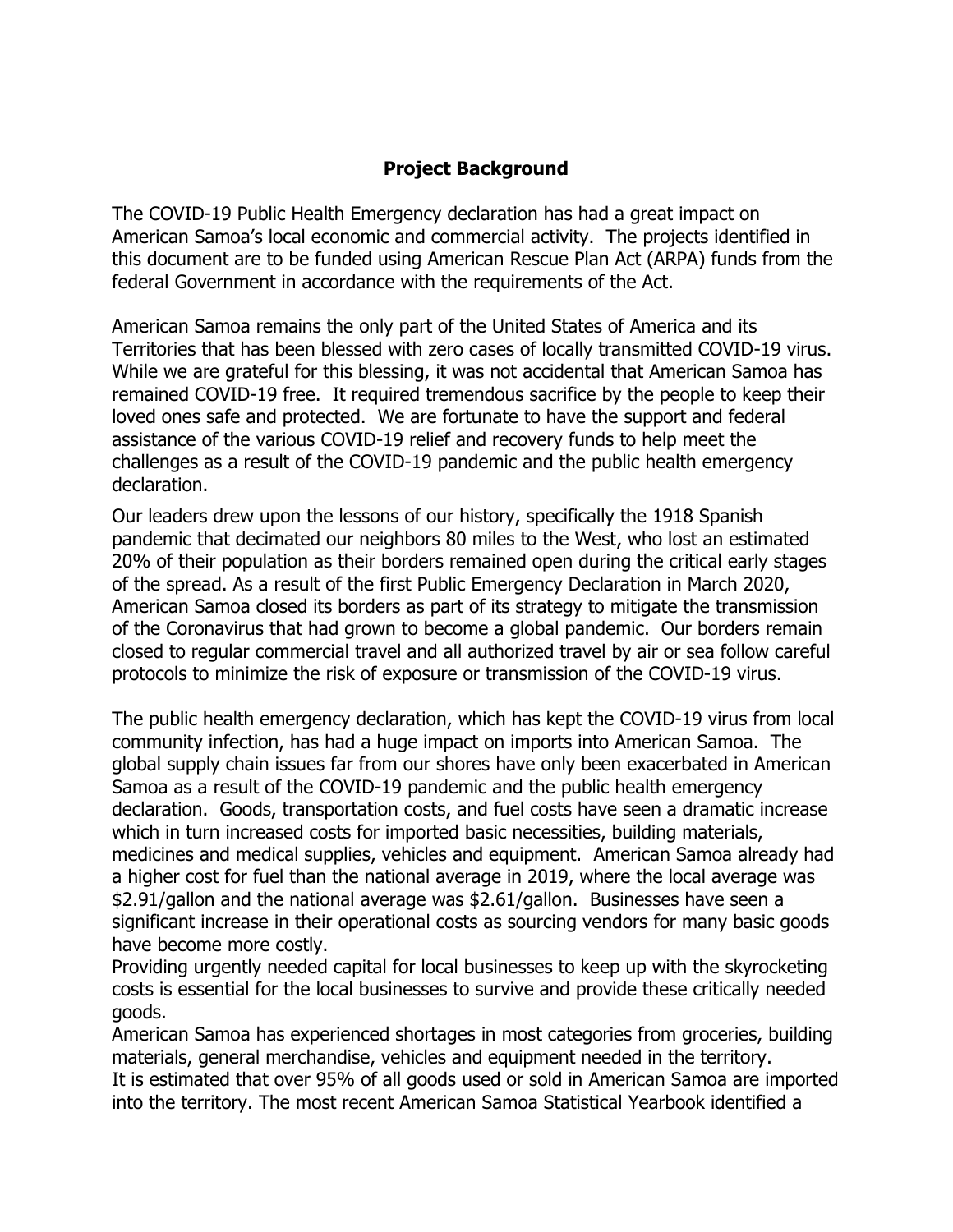## Project Background

The COVID-19 Public Health Emergency declaration has had a great impact on American Samoa's local economic and commercial activity. The projects identified in this document are to be funded using American Rescue Plan Act (ARPA) funds from the federal Government in accordance with the requirements of the Act.

American Samoa remains the only part of the United States of America and its Territories that has been blessed with zero cases of locally transmitted COVID-19 virus. While we are grateful for this blessing, it was not accidental that American Samoa has remained COVID-19 free. It required tremendous sacrifice by the people to keep their loved ones safe and protected. We are fortunate to have the support and federal assistance of the various COVID-19 relief and recovery funds to help meet the challenges as a result of the COVID-19 pandemic and the public health emergency declaration.

Our leaders drew upon the lessons of our history, specifically the 1918 Spanish pandemic that decimated our neighbors 80 miles to the West, who lost an estimated 20% of their population as their borders remained open during the critical early stages of the spread. As a result of the first Public Emergency Declaration in March 2020, American Samoa closed its borders as part of its strategy to mitigate the transmission of the Coronavirus that had grown to become a global pandemic. Our borders remain closed to regular commercial travel and all authorized travel by air or sea follow careful protocols to minimize the risk of exposure or transmission of the COVID-19 virus.

The public health emergency declaration, which has kept the COVID-19 virus from local community infection, has had a huge impact on imports into American Samoa. The global supply chain issues far from our shores have only been exacerbated in American Samoa as a result of the COVID-19 pandemic and the public health emergency declaration. Goods, transportation costs, and fuel costs have seen a dramatic increase which in turn increased costs for imported basic necessities, building materials, medicines and medical supplies, vehicles and equipment. American Samoa already had a higher cost for fuel than the national average in 2019, where the local average was $2.91/gallon and the national average was $2.61/gallon. Businesses have seen a significant increase in their operational costs as sourcing vendors for many basic goods have become more costly.

Providing urgently needed capital for local businesses to keep up with the skyrocketing costs is essential for the local businesses to survive and provide these critically needed goods.

American Samoa has experienced shortages in most categories from groceries, building materials, general merchandise, vehicles and equipment needed in the territory.

It is estimated that over 95% of all goods used or sold in American Samoa are imported into the territory. The most recent American Samoa Statistical Yearbook identified a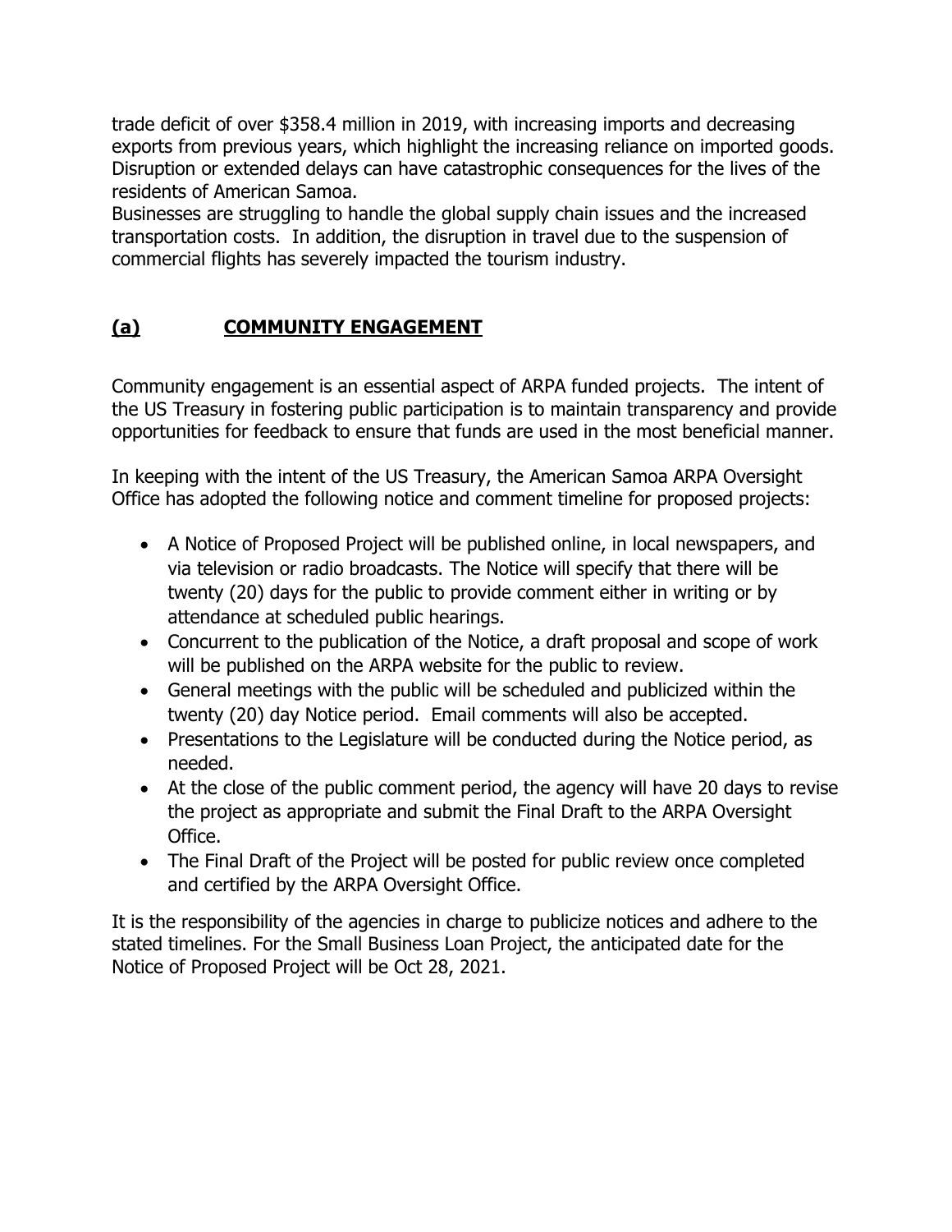trade deficit of over $358.4 million in 2019, with increasing imports and decreasing exports from previous years, which highlight the increasing reliance on imported goods. Disruption or extended delays can have catastrophic consequences for the lives of the residents of American Samoa.

Businesses are struggling to handle the global supply chain issues and the increased transportation costs. In addition, the disruption in travel due to the suspension of commercial flights has severely impacted the tourism industry.

## **(a) COMMUNITY ENGAGEMENT**

Community engagement is an essential aspect of ARPA funded projects. The intent of the US Treasury in fostering public participation is to maintain transparency and provide opportunities for feedback to ensure that funds are used in the most beneficial manner.

In keeping with the intent of the US Treasury, the American Samoa ARPA Oversight Office has adopted the following notice and comment timeline for proposed projects:

- A Notice of Proposed Project will be published online, in local newspapers, and via television or radio broadcasts. The Notice will specify that there will be twenty (20) days for the public to provide comment either in writing or by attendance at scheduled public hearings.
- Concurrent to the publication of the Notice, a draft proposal and scope of work will be published on the ARPA website for the public to review.
- General meetings with the public will be scheduled and publicized within the twenty (20) day Notice period. Email comments will also be accepted.
- Presentations to the Legislature will be conducted during the Notice period, as needed.
- At the close of the public comment period, the agency will have 20 days to revise the project as appropriate and submit the Final Draft to the ARPA Oversight Office.
- The Final Draft of the Project will be posted for public review once completed and certified by the ARPA Oversight Office.

It is the responsibility of the agencies in charge to publicize notices and adhere to the stated timelines. For the Small Business Loan Project, the anticipated date for the Notice of Proposed Project will be Oct 28, 2021.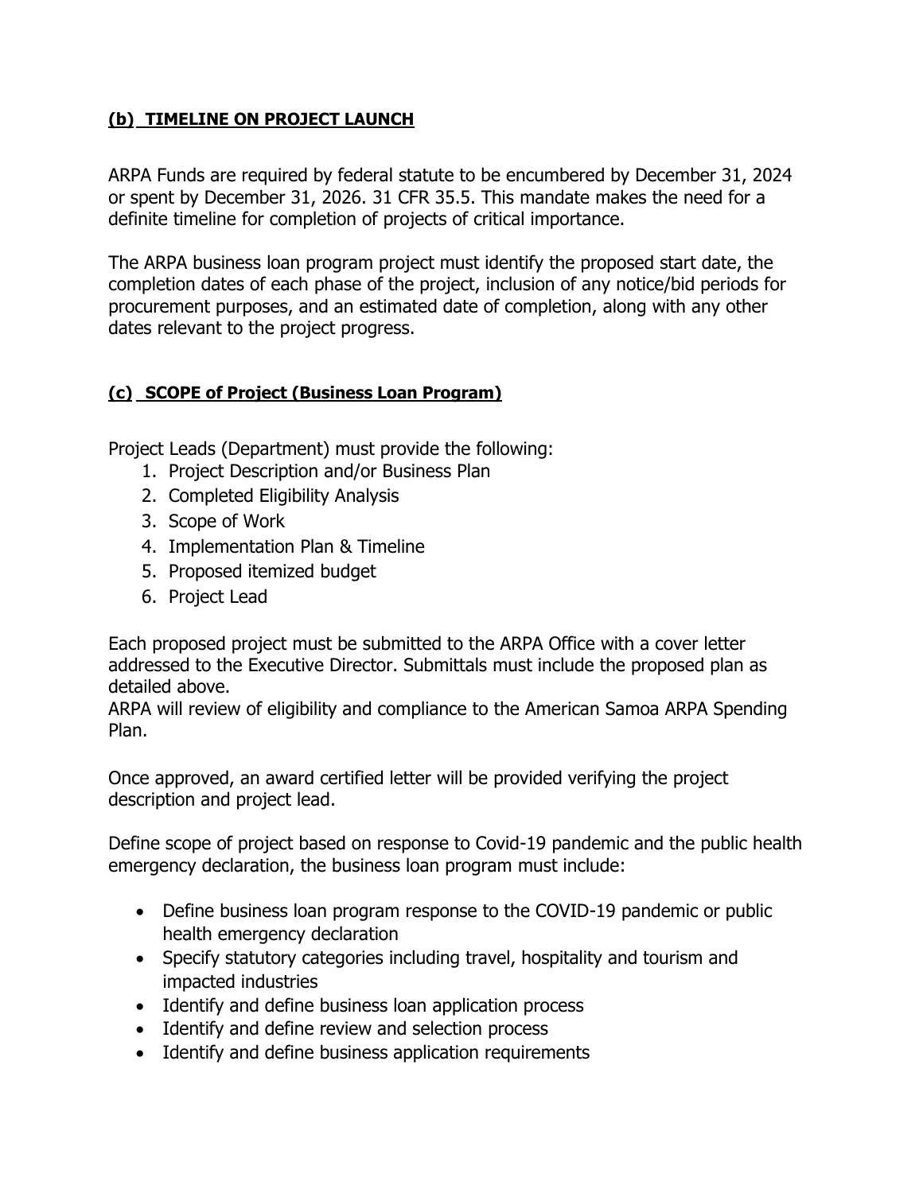**(b) TIMELINE ON PROJECT LAUNCH**

ARPA Funds are required by federal statute to be encumbered by December 31, 2024 or spent by December 31, 2026. 31 CFR 35.5. This mandate makes the need for a definite timeline for completion of projects of critical importance.

The ARPA business loan program project must identify the proposed start date, the completion dates of each phase of the project, inclusion of any notice/bid periods for procurement purposes, and an estimated date of completion, along with any other dates relevant to the project progress.

**(c) SCOPE of Project (Business Loan Program)**

Project Leads (Department) must provide the following:

1. Project Description and/or Business Plan
2. Completed Eligibility Analysis
3. Scope of Work
4. Implementation Plan & Timeline
5. Proposed itemized budget
6. Project Lead

Each proposed project must be submitted to the ARPA Office with a cover letter addressed to the Executive Director. Submittals must include the proposed plan as detailed above.
ARPA will review of eligibility and compliance to the American Samoa ARPA Spending Plan.

Once approved, an award certified letter will be provided verifying the project description and project lead.

Define scope of project based on response to Covid-19 pandemic and the public health emergency declaration, the business loan program must include:

- Define business loan program response to the COVID-19 pandemic or public health emergency declaration
- Specify statutory categories including travel, hospitality and tourism and impacted industries
- Identify and define business loan application process
- Identify and define review and selection process
- Identify and define business application requirements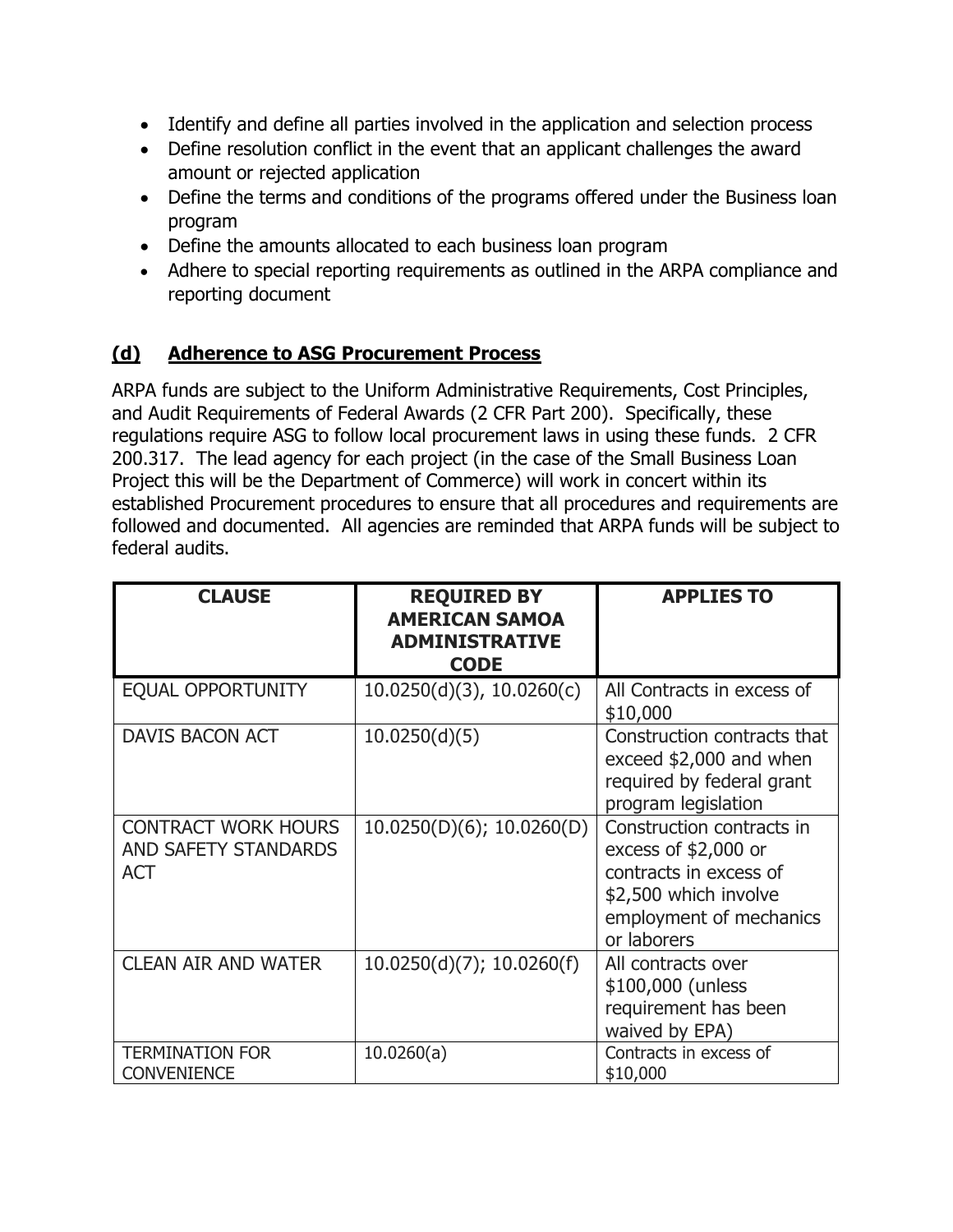- Identify and define all parties involved in the application and selection process
- Define resolution conflict in the event that an applicant challenges the award amount or rejected application
- Define the terms and conditions of the programs offered under the Business loan program
- Define the amounts allocated to each business loan program
- Adhere to special reporting requirements as outlined in the ARPA compliance and reporting document

## **(d) Adherence to ASG Procurement Process**

ARPA funds are subject to the Uniform Administrative Requirements, Cost Principles, and Audit Requirements of Federal Awards (2 CFR Part 200). Specifically, these regulations require ASG to follow local procurement laws in using these funds. 2 CFR 200.317. The lead agency for each project (in the case of the Small Business Loan Project this will be the Department of Commerce) will work in concert within its established Procurement procedures to ensure that all procedures and requirements are followed and documented. All agencies are reminded that ARPA funds will be subject to federal audits.

| CLAUSE | REQUIRED BY AMERICAN SAMOA ADMINISTRATIVE CODE | APPLIES TO |
|---|---|---|
| EQUAL OPPORTUNITY | 10.0250(d)(3), 10.0260(c) | All Contracts in excess of $10,000 |
| DAVIS BACON ACT | 10.0250(d)(5) | Construction contracts that exceed $2,000 and when required by federal grant program legislation |
| CONTRACT WORK HOURS AND SAFETY STANDARDS ACT | 10.0250(D)(6); 10.0260(D) | Construction contracts in excess of $2,000 or contracts in excess of $2,500 which involve employment of mechanics or laborers |
| CLEAN AIR AND WATER | 10.0250(d)(7); 10.0260(f) | All contracts over $100,000 (unless requirement has been waived by EPA) |
| TERMINATION FOR CONVENIENCE | 10.0260(a) | Contracts in excess of $10,000 |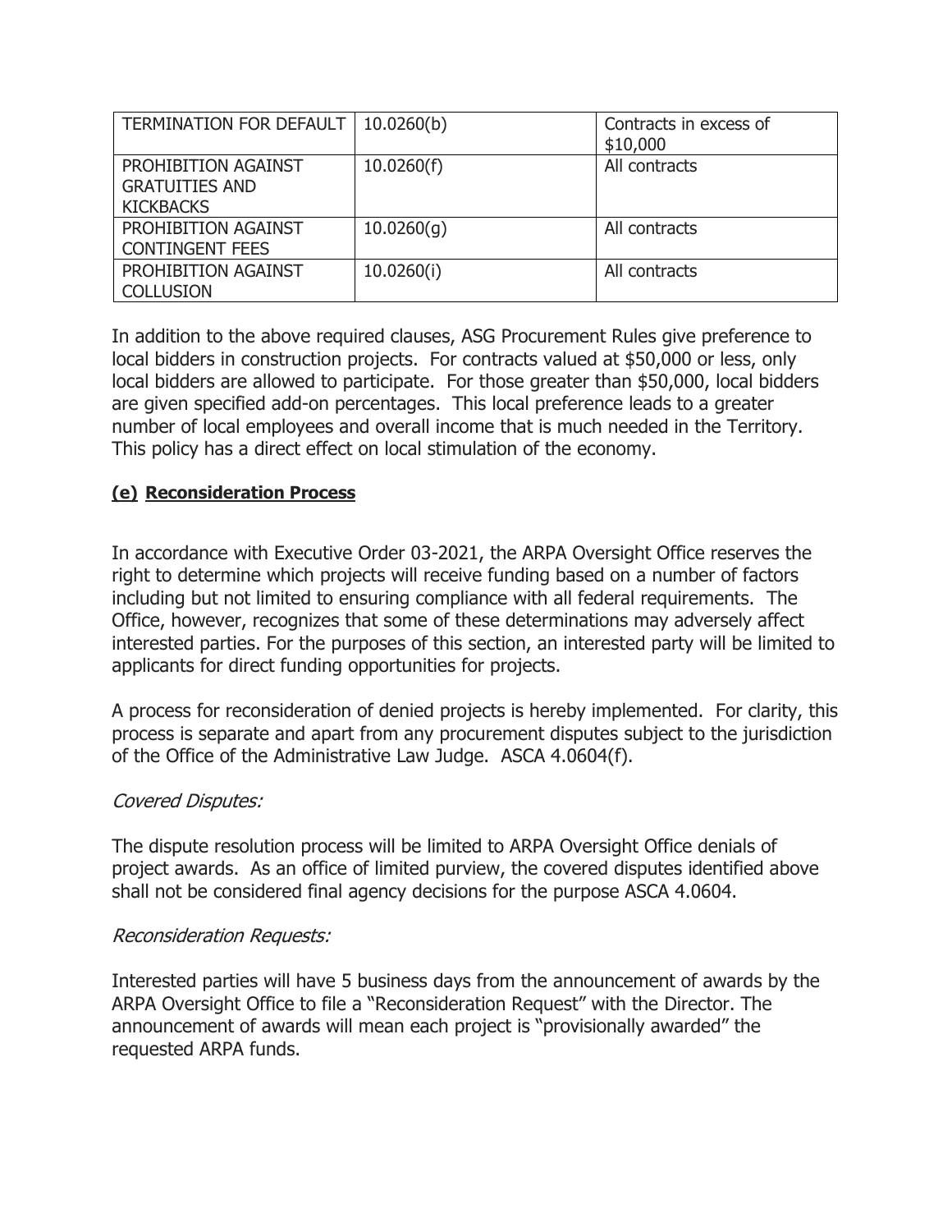| TERMINATION FOR DEFAULT | 10.0260(b) | Contracts in excess of $10,000 |
| --- | --- | --- |
| PROHIBITION AGAINST GRATUITIES AND KICKBACKS | 10.0260(f) | All contracts |
| PROHIBITION AGAINST CONTINGENT FEES | 10.0260(g) | All contracts |
| PROHIBITION AGAINST COLLUSION | 10.0260(i) | All contracts |

In addition to the above required clauses, ASG Procurement Rules give preference to local bidders in construction projects. For contracts valued at $50,000 or less, only local bidders are allowed to participate. For those greater than $50,000, local bidders are given specified add-on percentages. This local preference leads to a greater number of local employees and overall income that is much needed in the Territory. This policy has a direct effect on local stimulation of the economy.

**(e) Reconsideration Process**

In accordance with Executive Order 03-2021, the ARPA Oversight Office reserves the right to determine which projects will receive funding based on a number of factors including but not limited to ensuring compliance with all federal requirements. The Office, however, recognizes that some of these determinations may adversely affect interested parties. For the purposes of this section, an interested party will be limited to applicants for direct funding opportunities for projects.

A process for reconsideration of denied projects is hereby implemented. For clarity, this process is separate and apart from any procurement disputes subject to the jurisdiction of the Office of the Administrative Law Judge. ASCA 4.0604(f).

*Covered Disputes:*

The dispute resolution process will be limited to ARPA Oversight Office denials of project awards. As an office of limited purview, the covered disputes identified above shall not be considered final agency decisions for the purpose ASCA 4.0604.

*Reconsideration Requests:*

Interested parties will have 5 business days from the announcement of awards by the ARPA Oversight Office to file a "Reconsideration Request" with the Director. The announcement of awards will mean each project is "provisionally awarded" the requested ARPA funds.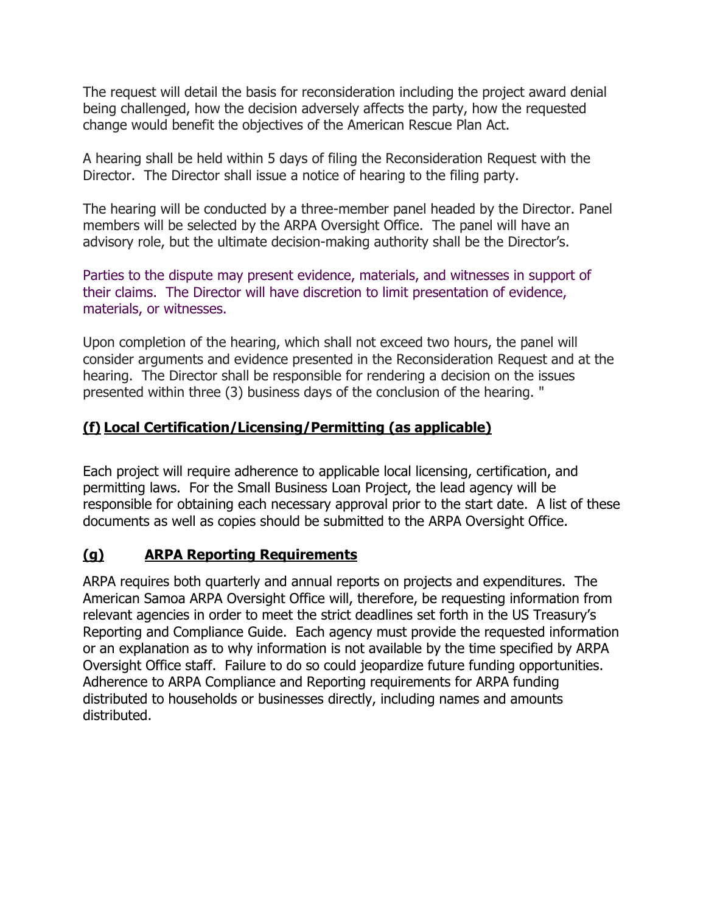The request will detail the basis for reconsideration including the project award denial being challenged, how the decision adversely affects the party, how the requested change would benefit the objectives of the American Rescue Plan Act.

A hearing shall be held within 5 days of filing the Reconsideration Request with the Director. The Director shall issue a notice of hearing to the filing party.

The hearing will be conducted by a three-member panel headed by the Director. Panel members will be selected by the ARPA Oversight Office. The panel will have an advisory role, but the ultimate decision-making authority shall be the Director's.

Parties to the dispute may present evidence, materials, and witnesses in support of their claims. The Director will have discretion to limit presentation of evidence, materials, or witnesses.

Upon completion of the hearing, which shall not exceed two hours, the panel will consider arguments and evidence presented in the Reconsideration Request and at the hearing. The Director shall be responsible for rendering a decision on the issues presented within three (3) business days of the conclusion of the hearing. "

## (f) Local Certification/Licensing/Permitting (as applicable)

Each project will require adherence to applicable local licensing, certification, and permitting laws. For the Small Business Loan Project, the lead agency will be responsible for obtaining each necessary approval prior to the start date. A list of these documents as well as copies should be submitted to the ARPA Oversight Office.

## (g) ARPA Reporting Requirements

ARPA requires both quarterly and annual reports on projects and expenditures. The American Samoa ARPA Oversight Office will, therefore, be requesting information from relevant agencies in order to meet the strict deadlines set forth in the US Treasury's Reporting and Compliance Guide. Each agency must provide the requested information or an explanation as to why information is not available by the time specified by ARPA Oversight Office staff. Failure to do so could jeopardize future funding opportunities. Adherence to ARPA Compliance and Reporting requirements for ARPA funding distributed to households or businesses directly, including names and amounts distributed.